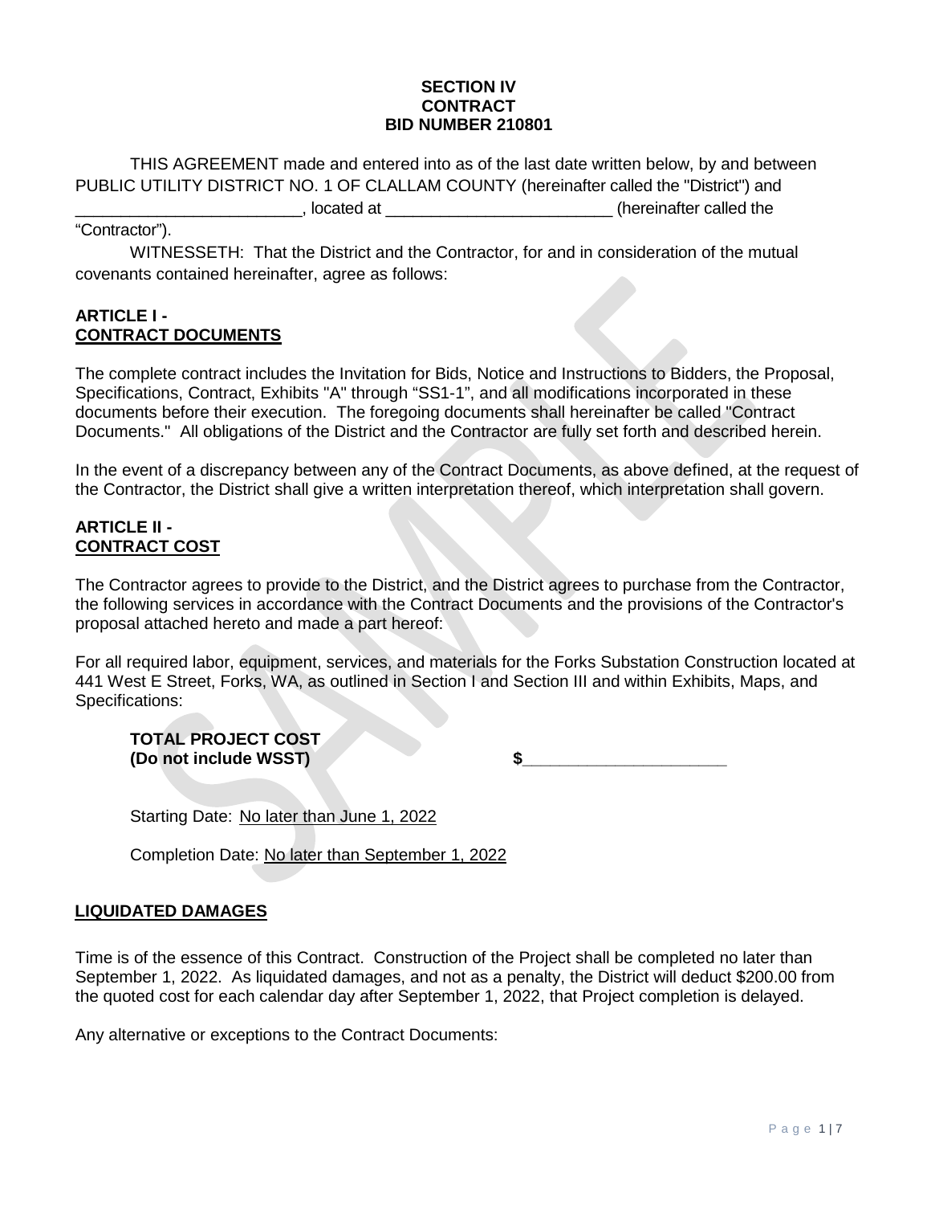**SECTION IV**
**CONTRACT**
**BID NUMBER 210801**

THIS AGREEMENT made and entered into as of the last date written below, by and between PUBLIC UTILITY DISTRICT NO. 1 OF CLALLAM COUNTY (hereinafter called the "District") and _________________________, located at _________________________ (hereinafter called the "Contractor").

WITNESSETH: That the District and the Contractor, for and in consideration of the mutual covenants contained hereinafter, agree as follows:

## ARTICLE I - CONTRACT DOCUMENTS

The complete contract includes the Invitation for Bids, Notice and Instructions to Bidders, the Proposal, Specifications, Contract, Exhibits "A" through "SS1-1", and all modifications incorporated in these documents before their execution. The foregoing documents shall hereinafter be called "Contract Documents." All obligations of the District and the Contractor are fully set forth and described herein.

In the event of a discrepancy between any of the Contract Documents, as above defined, at the request of the Contractor, the District shall give a written interpretation thereof, which interpretation shall govern.

## ARTICLE II - CONTRACT COST

The Contractor agrees to provide to the District, and the District agrees to purchase from the Contractor, the following services in accordance with the Contract Documents and the provisions of the Contractor's proposal attached hereto and made a part hereof:

For all required labor, equipment, services, and materials for the Forks Substation Construction located at 441 West E Street, Forks, WA, as outlined in Section I and Section III and within Exhibits, Maps, and Specifications:

**TOTAL PROJECT COST**
**(Do not include WSST)** **$______________________**

Starting Date: No later than June 1, 2022

Completion Date: No later than September 1, 2022

## LIQUIDATED DAMAGES

Time is of the essence of this Contract. Construction of the Project shall be completed no later than September 1, 2022. As liquidated damages, and not as a penalty, the District will deduct $200.00 from the quoted cost for each calendar day after September 1, 2022, that Project completion is delayed.

Any alternative or exceptions to the Contract Documents: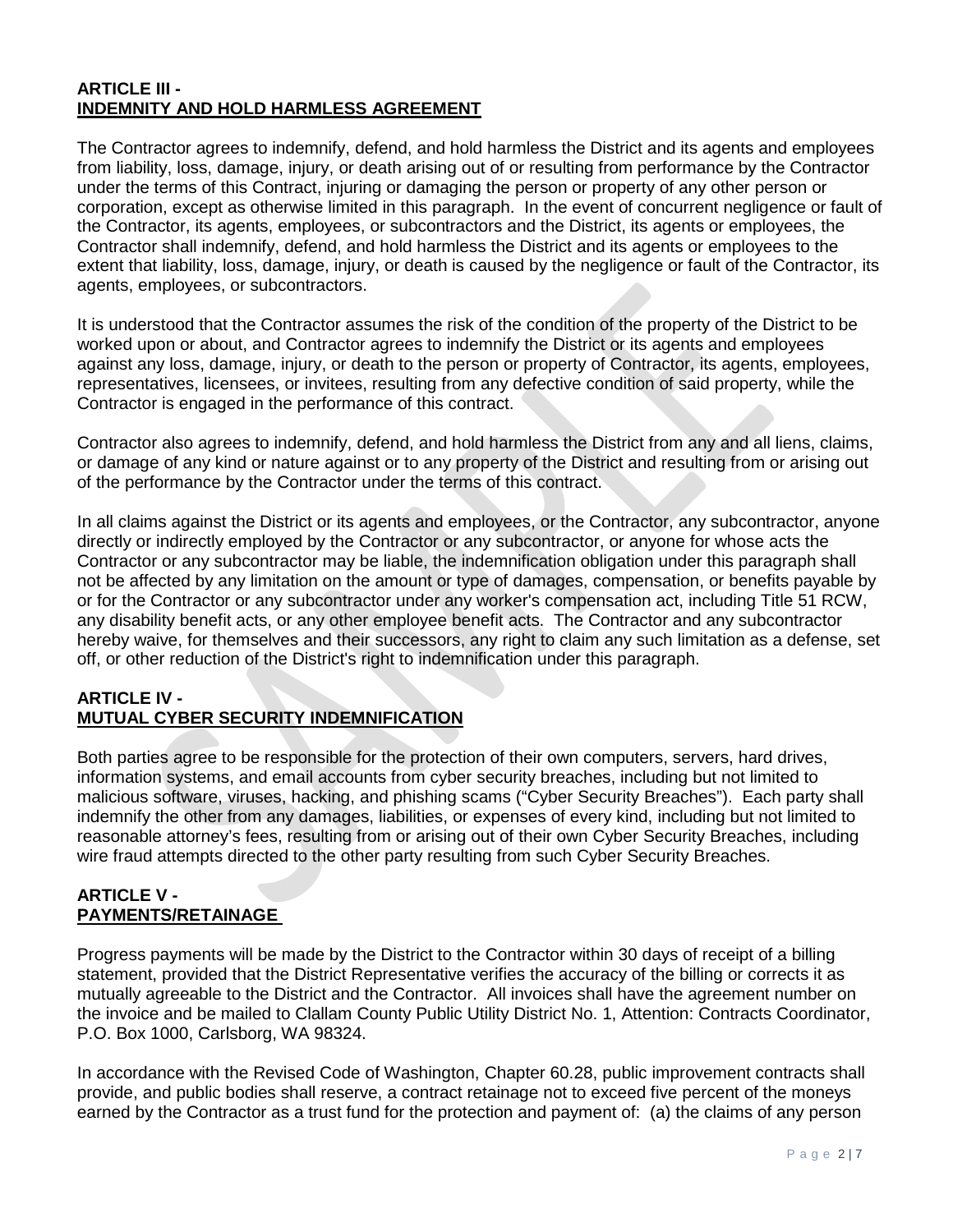## ARTICLE III - INDEMNITY AND HOLD HARMLESS AGREEMENT

The Contractor agrees to indemnify, defend, and hold harmless the District and its agents and employees from liability, loss, damage, injury, or death arising out of or resulting from performance by the Contractor under the terms of this Contract, injuring or damaging the person or property of any other person or corporation, except as otherwise limited in this paragraph. In the event of concurrent negligence or fault of the Contractor, its agents, employees, or subcontractors and the District, its agents or employees, the Contractor shall indemnify, defend, and hold harmless the District and its agents or employees to the extent that liability, loss, damage, injury, or death is caused by the negligence or fault of the Contractor, its agents, employees, or subcontractors.

It is understood that the Contractor assumes the risk of the condition of the property of the District to be worked upon or about, and Contractor agrees to indemnify the District or its agents and employees against any loss, damage, injury, or death to the person or property of Contractor, its agents, employees, representatives, licensees, or invitees, resulting from any defective condition of said property, while the Contractor is engaged in the performance of this contract.

Contractor also agrees to indemnify, defend, and hold harmless the District from any and all liens, claims, or damage of any kind or nature against or to any property of the District and resulting from or arising out of the performance by the Contractor under the terms of this contract.

In all claims against the District or its agents and employees, or the Contractor, any subcontractor, anyone directly or indirectly employed by the Contractor or any subcontractor, or anyone for whose acts the Contractor or any subcontractor may be liable, the indemnification obligation under this paragraph shall not be affected by any limitation on the amount or type of damages, compensation, or benefits payable by or for the Contractor or any subcontractor under any worker's compensation act, including Title 51 RCW, any disability benefit acts, or any other employee benefit acts. The Contractor and any subcontractor hereby waive, for themselves and their successors, any right to claim any such limitation as a defense, set off, or other reduction of the District's right to indemnification under this paragraph.

## ARTICLE IV - MUTUAL CYBER SECURITY INDEMNIFICATION

Both parties agree to be responsible for the protection of their own computers, servers, hard drives, information systems, and email accounts from cyber security breaches, including but not limited to malicious software, viruses, hacking, and phishing scams ("Cyber Security Breaches"). Each party shall indemnify the other from any damages, liabilities, or expenses of every kind, including but not limited to reasonable attorney's fees, resulting from or arising out of their own Cyber Security Breaches, including wire fraud attempts directed to the other party resulting from such Cyber Security Breaches.

## ARTICLE V - PAYMENTS/RETAINAGE

Progress payments will be made by the District to the Contractor within 30 days of receipt of a billing statement, provided that the District Representative verifies the accuracy of the billing or corrects it as mutually agreeable to the District and the Contractor. All invoices shall have the agreement number on the invoice and be mailed to Clallam County Public Utility District No. 1, Attention: Contracts Coordinator, P.O. Box 1000, Carlsborg, WA 98324.

In accordance with the Revised Code of Washington, Chapter 60.28, public improvement contracts shall provide, and public bodies shall reserve, a contract retainage not to exceed five percent of the moneys earned by the Contractor as a trust fund for the protection and payment of: (a) the claims of any person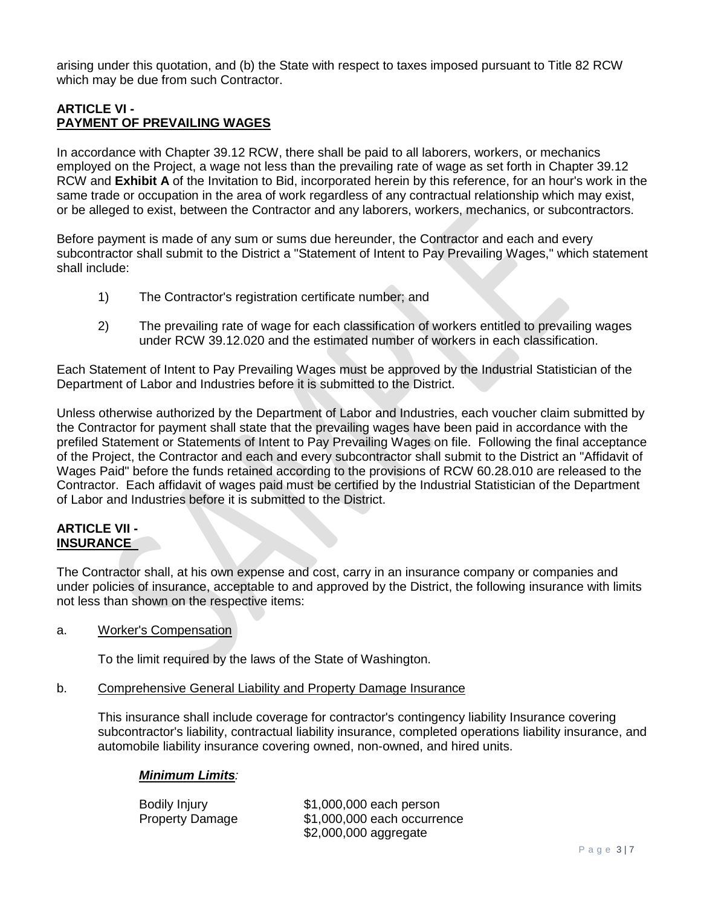arising under this quotation, and (b) the State with respect to taxes imposed pursuant to Title 82 RCW which may be due from such Contractor.

## ARTICLE VI - PAYMENT OF PREVAILING WAGES

In accordance with Chapter 39.12 RCW, there shall be paid to all laborers, workers, or mechanics employed on the Project, a wage not less than the prevailing rate of wage as set forth in Chapter 39.12 RCW and **Exhibit A** of the Invitation to Bid, incorporated herein by this reference, for an hour's work in the same trade or occupation in the area of work regardless of any contractual relationship which may exist, or be alleged to exist, between the Contractor and any laborers, workers, mechanics, or subcontractors.

Before payment is made of any sum or sums due hereunder, the Contractor and each and every subcontractor shall submit to the District a "Statement of Intent to Pay Prevailing Wages," which statement shall include:

1) The Contractor's registration certificate number; and

2) The prevailing rate of wage for each classification of workers entitled to prevailing wages under RCW 39.12.020 and the estimated number of workers in each classification.

Each Statement of Intent to Pay Prevailing Wages must be approved by the Industrial Statistician of the Department of Labor and Industries before it is submitted to the District.

Unless otherwise authorized by the Department of Labor and Industries, each voucher claim submitted by the Contractor for payment shall state that the prevailing wages have been paid in accordance with the prefiled Statement or Statements of Intent to Pay Prevailing Wages on file. Following the final acceptance of the Project, the Contractor and each and every subcontractor shall submit to the District an "Affidavit of Wages Paid" before the funds retained according to the provisions of RCW 60.28.010 are released to the Contractor. Each affidavit of wages paid must be certified by the Industrial Statistician of the Department of Labor and Industries before it is submitted to the District.

## ARTICLE VII - INSURANCE

The Contractor shall, at his own expense and cost, carry in an insurance company or companies and under policies of insurance, acceptable to and approved by the District, the following insurance with limits not less than shown on the respective items:

a. Worker's Compensation

To the limit required by the laws of the State of Washington.

b. Comprehensive General Liability and Property Damage Insurance

This insurance shall include coverage for contractor's contingency liability Insurance covering subcontractor's liability, contractual liability insurance, completed operations liability insurance, and automobile liability insurance covering owned, non-owned, and hired units.

***Minimum Limits**:*

| | |
|---|---|
| Bodily Injury | $1,000,000 each person |
| Property Damage | $1,000,000 each occurrence |
| | $2,000,000 aggregate |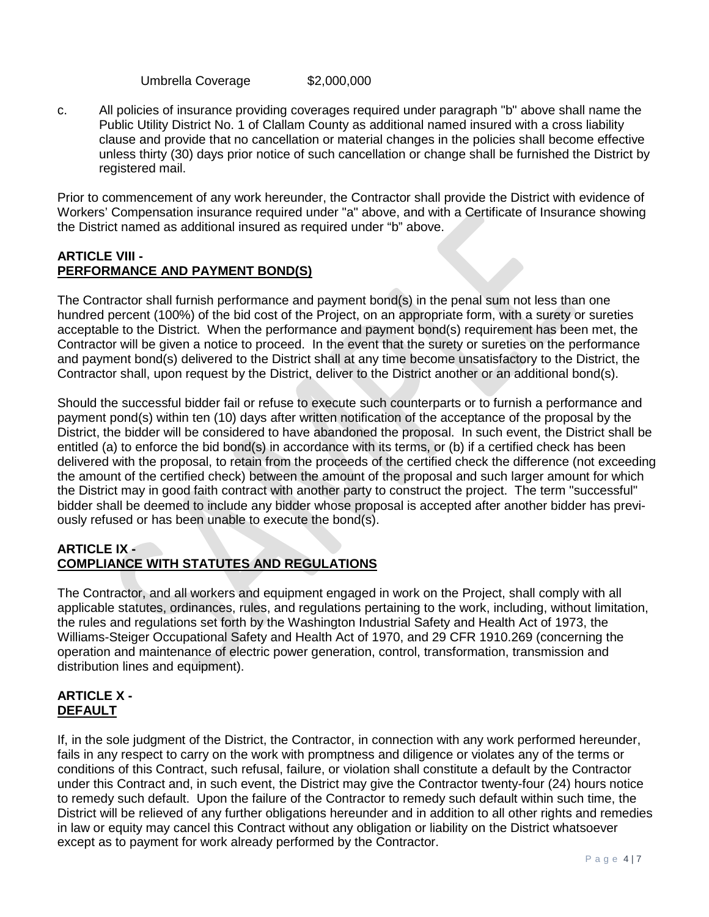Umbrella Coverage $2,000,000

c. All policies of insurance providing coverages required under paragraph "b" above shall name the Public Utility District No. 1 of Clallam County as additional named insured with a cross liability clause and provide that no cancellation or material changes in the policies shall become effective unless thirty (30) days prior notice of such cancellation or change shall be furnished the District by registered mail.

Prior to commencement of any work hereunder, the Contractor shall provide the District with evidence of Workers' Compensation insurance required under "a" above, and with a Certificate of Insurance showing the District named as additional insured as required under "b" above.

## ARTICLE VIII - PERFORMANCE AND PAYMENT BOND(S)

The Contractor shall furnish performance and payment bond(s) in the penal sum not less than one hundred percent (100%) of the bid cost of the Project, on an appropriate form, with a surety or sureties acceptable to the District. When the performance and payment bond(s) requirement has been met, the Contractor will be given a notice to proceed. In the event that the surety or sureties on the performance and payment bond(s) delivered to the District shall at any time become unsatisfactory to the District, the Contractor shall, upon request by the District, deliver to the District another or an additional bond(s).

Should the successful bidder fail or refuse to execute such counterparts or to furnish a performance and payment pond(s) within ten (10) days after written notification of the acceptance of the proposal by the District, the bidder will be considered to have abandoned the proposal. In such event, the District shall be entitled (a) to enforce the bid bond(s) in accordance with its terms, or (b) if a certified check has been delivered with the proposal, to retain from the proceeds of the certified check the difference (not exceeding the amount of the certified check) between the amount of the proposal and such larger amount for which the District may in good faith contract with another party to construct the project. The term "successful" bidder shall be deemed to include any bidder whose proposal is accepted after another bidder has previously refused or has been unable to execute the bond(s).

## ARTICLE IX - COMPLIANCE WITH STATUTES AND REGULATIONS

The Contractor, and all workers and equipment engaged in work on the Project, shall comply with all applicable statutes, ordinances, rules, and regulations pertaining to the work, including, without limitation, the rules and regulations set forth by the Washington Industrial Safety and Health Act of 1973, the Williams-Steiger Occupational Safety and Health Act of 1970, and 29 CFR 1910.269 (concerning the operation and maintenance of electric power generation, control, transformation, transmission and distribution lines and equipment).

## ARTICLE X - DEFAULT

If, in the sole judgment of the District, the Contractor, in connection with any work performed hereunder, fails in any respect to carry on the work with promptness and diligence or violates any of the terms or conditions of this Contract, such refusal, failure, or violation shall constitute a default by the Contractor under this Contract and, in such event, the District may give the Contractor twenty-four (24) hours notice to remedy such default. Upon the failure of the Contractor to remedy such default within such time, the District will be relieved of any further obligations hereunder and in addition to all other rights and remedies in law or equity may cancel this Contract without any obligation or liability on the District whatsoever except as to payment for work already performed by the Contractor.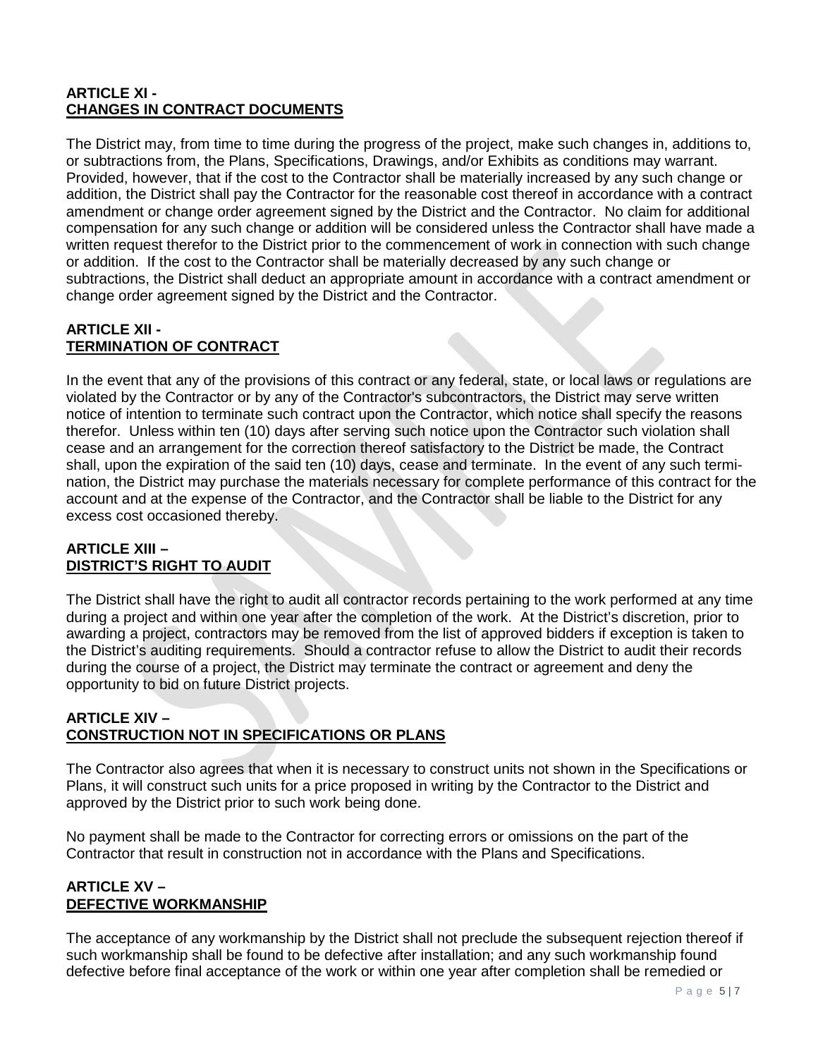**ARTICLE XI -**
**CHANGES IN CONTRACT DOCUMENTS**

The District may, from time to time during the progress of the project, make such changes in, additions to, or subtractions from, the Plans, Specifications, Drawings, and/or Exhibits as conditions may warrant. Provided, however, that if the cost to the Contractor shall be materially increased by any such change or addition, the District shall pay the Contractor for the reasonable cost thereof in accordance with a contract amendment or change order agreement signed by the District and the Contractor. No claim for additional compensation for any such change or addition will be considered unless the Contractor shall have made a written request therefor to the District prior to the commencement of work in connection with such change or addition. If the cost to the Contractor shall be materially decreased by any such change or subtractions, the District shall deduct an appropriate amount in accordance with a contract amendment or change order agreement signed by the District and the Contractor.

**ARTICLE XII -**
**TERMINATION OF CONTRACT**

In the event that any of the provisions of this contract or any federal, state, or local laws or regulations are violated by the Contractor or by any of the Contractor's subcontractors, the District may serve written notice of intention to terminate such contract upon the Contractor, which notice shall specify the reasons therefor. Unless within ten (10) days after serving such notice upon the Contractor such violation shall cease and an arrangement for the correction thereof satisfactory to the District be made, the Contract shall, upon the expiration of the said ten (10) days, cease and terminate. In the event of any such termination, the District may purchase the materials necessary for complete performance of this contract for the account and at the expense of the Contractor, and the Contractor shall be liable to the District for any excess cost occasioned thereby.

**ARTICLE XIII –**
**DISTRICT'S RIGHT TO AUDIT**

The District shall have the right to audit all contractor records pertaining to the work performed at any time during a project and within one year after the completion of the work. At the District's discretion, prior to awarding a project, contractors may be removed from the list of approved bidders if exception is taken to the District's auditing requirements. Should a contractor refuse to allow the District to audit their records during the course of a project, the District may terminate the contract or agreement and deny the opportunity to bid on future District projects.

**ARTICLE XIV –**
**CONSTRUCTION NOT IN SPECIFICATIONS OR PLANS**

The Contractor also agrees that when it is necessary to construct units not shown in the Specifications or Plans, it will construct such units for a price proposed in writing by the Contractor to the District and approved by the District prior to such work being done.

No payment shall be made to the Contractor for correcting errors or omissions on the part of the Contractor that result in construction not in accordance with the Plans and Specifications.

**ARTICLE XV –**
**DEFECTIVE WORKMANSHIP**

The acceptance of any workmanship by the District shall not preclude the subsequent rejection thereof if such workmanship shall be found to be defective after installation; and any such workmanship found defective before final acceptance of the work or within one year after completion shall be remedied or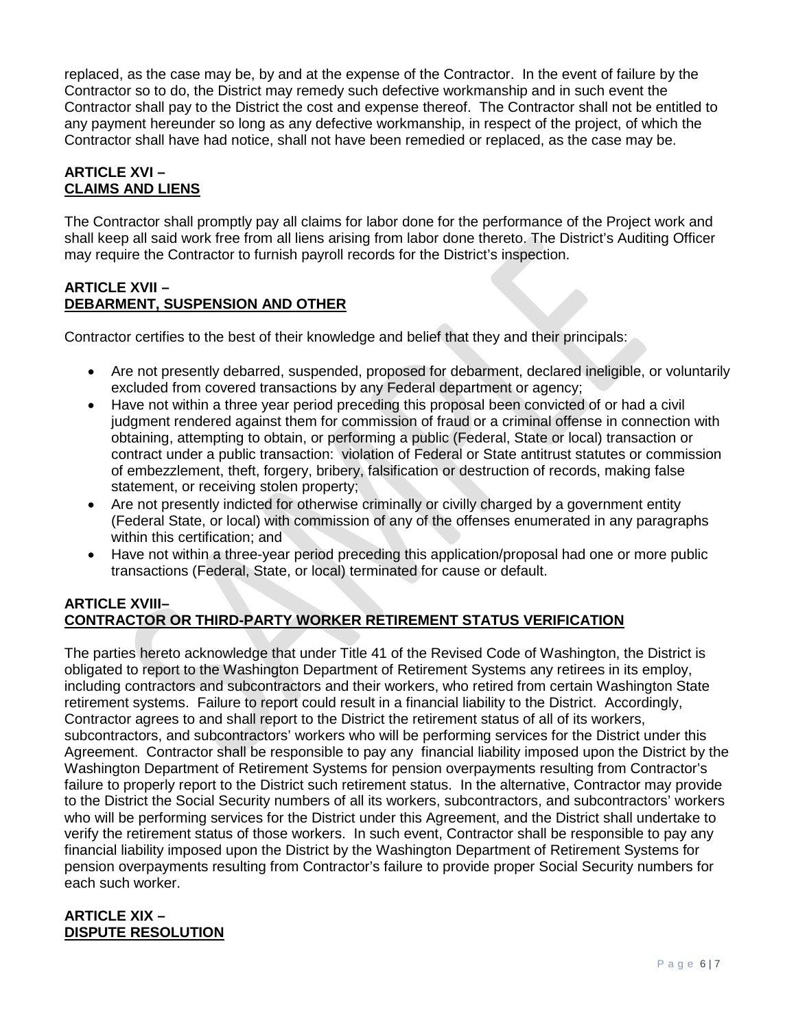replaced, as the case may be, by and at the expense of the Contractor. In the event of failure by the Contractor so to do, the District may remedy such defective workmanship and in such event the Contractor shall pay to the District the cost and expense thereof. The Contractor shall not be entitled to any payment hereunder so long as any defective workmanship, in respect of the project, of which the Contractor shall have had notice, shall not have been remedied or replaced, as the case may be.

**ARTICLE XVI –**
**CLAIMS AND LIENS**

The Contractor shall promptly pay all claims for labor done for the performance of the Project work and shall keep all said work free from all liens arising from labor done thereto. The District's Auditing Officer may require the Contractor to furnish payroll records for the District's inspection.

**ARTICLE XVII –**
**DEBARMENT, SUSPENSION AND OTHER**

Contractor certifies to the best of their knowledge and belief that they and their principals:

- Are not presently debarred, suspended, proposed for debarment, declared ineligible, or voluntarily excluded from covered transactions by any Federal department or agency;
- Have not within a three year period preceding this proposal been convicted of or had a civil judgment rendered against them for commission of fraud or a criminal offense in connection with obtaining, attempting to obtain, or performing a public (Federal, State or local) transaction or contract under a public transaction: violation of Federal or State antitrust statutes or commission of embezzlement, theft, forgery, bribery, falsification or destruction of records, making false statement, or receiving stolen property;
- Are not presently indicted for otherwise criminally or civilly charged by a government entity (Federal State, or local) with commission of any of the offenses enumerated in any paragraphs within this certification; and
- Have not within a three-year period preceding this application/proposal had one or more public transactions (Federal, State, or local) terminated for cause or default.

**ARTICLE XVIII–**
**CONTRACTOR OR THIRD-PARTY WORKER RETIREMENT STATUS VERIFICATION**

The parties hereto acknowledge that under Title 41 of the Revised Code of Washington, the District is obligated to report to the Washington Department of Retirement Systems any retirees in its employ, including contractors and subcontractors and their workers, who retired from certain Washington State retirement systems. Failure to report could result in a financial liability to the District. Accordingly, Contractor agrees to and shall report to the District the retirement status of all of its workers, subcontractors, and subcontractors' workers who will be performing services for the District under this Agreement. Contractor shall be responsible to pay any financial liability imposed upon the District by the Washington Department of Retirement Systems for pension overpayments resulting from Contractor's failure to properly report to the District such retirement status. In the alternative, Contractor may provide to the District the Social Security numbers of all its workers, subcontractors, and subcontractors' workers who will be performing services for the District under this Agreement, and the District shall undertake to verify the retirement status of those workers. In such event, Contractor shall be responsible to pay any financial liability imposed upon the District by the Washington Department of Retirement Systems for pension overpayments resulting from Contractor's failure to provide proper Social Security numbers for each such worker.

**ARTICLE XIX –**
**DISPUTE RESOLUTION**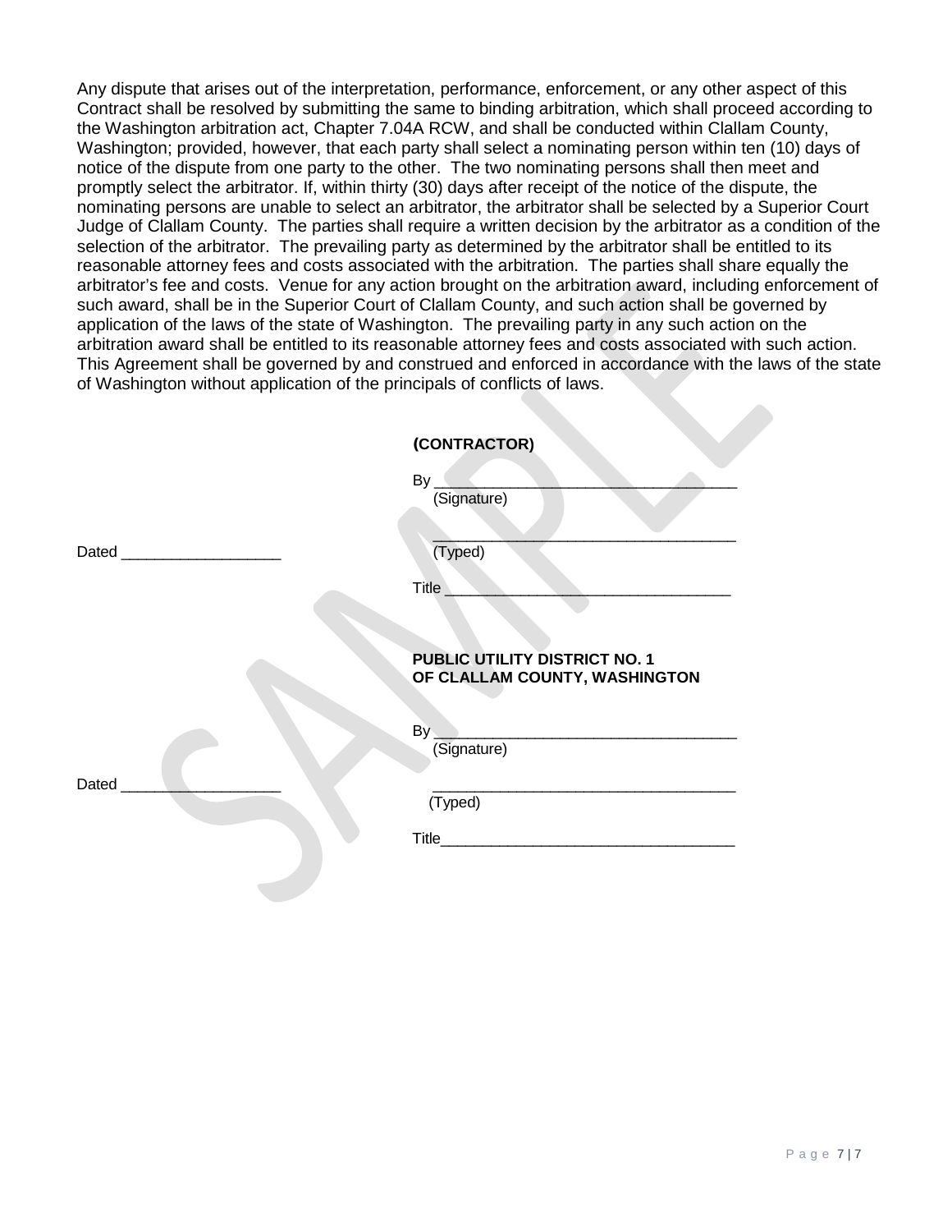Any dispute that arises out of the interpretation, performance, enforcement, or any other aspect of this Contract shall be resolved by submitting the same to binding arbitration, which shall proceed according to the Washington arbitration act, Chapter 7.04A RCW, and shall be conducted within Clallam County, Washington; provided, however, that each party shall select a nominating person within ten (10) days of notice of the dispute from one party to the other. The two nominating persons shall then meet and promptly select the arbitrator. If, within thirty (30) days after receipt of the notice of the dispute, the nominating persons are unable to select an arbitrator, the arbitrator shall be selected by a Superior Court Judge of Clallam County. The parties shall require a written decision by the arbitrator as a condition of the selection of the arbitrator. The prevailing party as determined by the arbitrator shall be entitled to its reasonable attorney fees and costs associated with the arbitration. The parties shall share equally the arbitrator's fee and costs. Venue for any action brought on the arbitration award, including enforcement of such award, shall be in the Superior Court of Clallam County, and such action shall be governed by application of the laws of the state of Washington. The prevailing party in any such action on the arbitration award shall be entitled to its reasonable attorney fees and costs associated with such action. This Agreement shall be governed by and construed and enforced in accordance with the laws of the state of Washington without application of the principals of conflicts of laws.

**(CONTRACTOR)**

By ___________________________________
(Signature)

___________________________________
Dated ___________________ (Typed)

Title ___________________________________

**PUBLIC UTILITY DISTRICT NO. 1**
**OF CLALLAM COUNTY, WASHINGTON**

By ___________________________________
(Signature)

Dated ___________________ ___________________________________
(Typed)

Title___________________________________